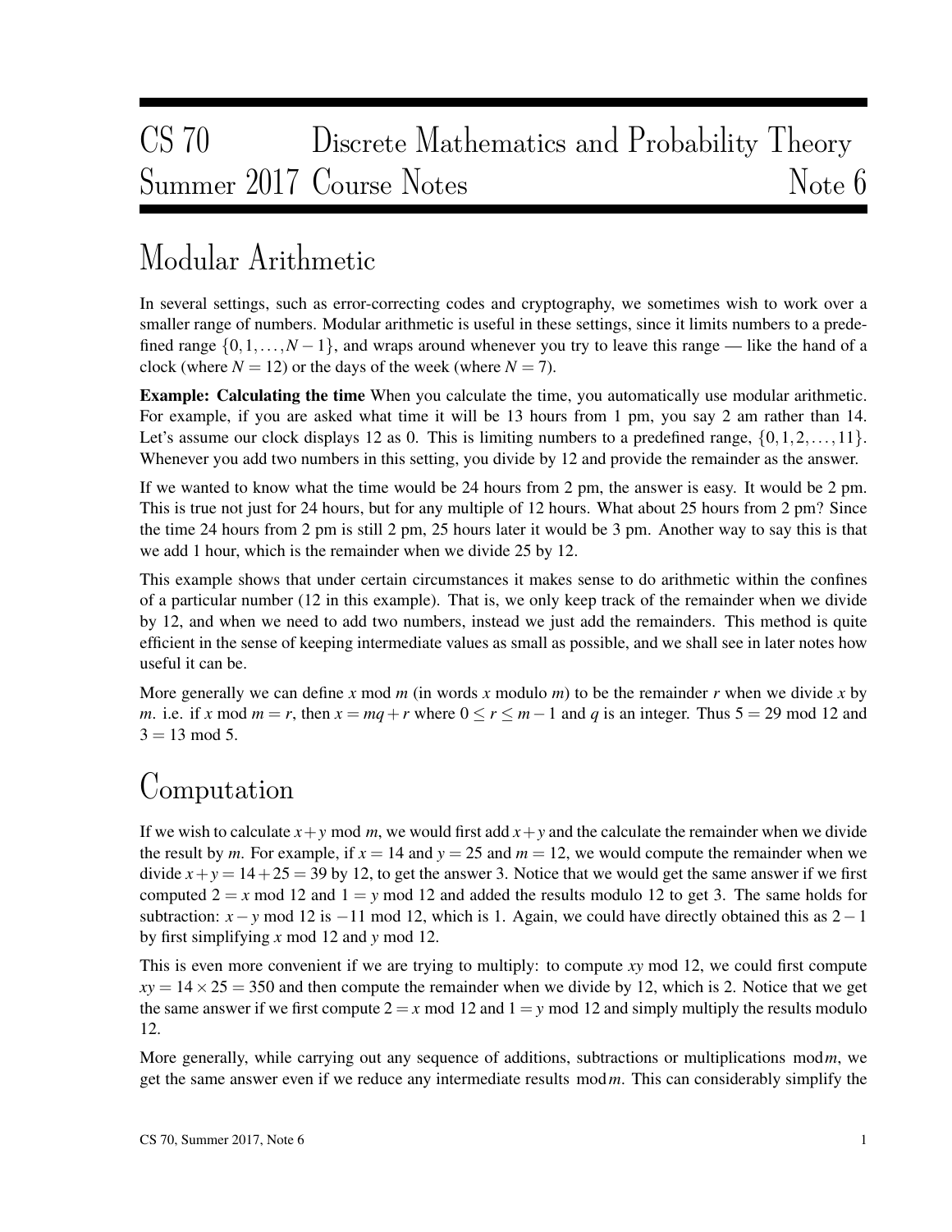# CS 70 Discrete Mathematics and Probability Theory
## Summer 2017 Course Notes — Note 6

# Modular Arithmetic

In several settings, such as error-correcting codes and cryptography, we sometimes wish to work over a smaller range of numbers. Modular arithmetic is useful in these settings, since it limits numbers to a predefined range $\{0, 1, \ldots, N-1\}$, and wraps around whenever you try to leave this range — like the hand of a clock (where $N = 12$) or the days of the week (where $N = 7$).

**Example: Calculating the time** When you calculate the time, you automatically use modular arithmetic. For example, if you are asked what time it will be 13 hours from 1 pm, you say 2 am rather than 14. Let's assume our clock displays 12 as 0. This is limiting numbers to a predefined range, $\{0, 1, 2, \ldots, 11\}$. Whenever you add two numbers in this setting, you divide by 12 and provide the remainder as the answer.

If we wanted to know what the time would be 24 hours from 2 pm, the answer is easy. It would be 2 pm. This is true not just for 24 hours, but for any multiple of 12 hours. What about 25 hours from 2 pm? Since the time 24 hours from 2 pm is still 2 pm, 25 hours later it would be 3 pm. Another way to say this is that we add 1 hour, which is the remainder when we divide 25 by 12.

This example shows that under certain circumstances it makes sense to do arithmetic within the confines of a particular number (12 in this example). That is, we only keep track of the remainder when we divide by 12, and when we need to add two numbers, instead we just add the remainders. This method is quite efficient in the sense of keeping intermediate values as small as possible, and we shall see in later notes how useful it can be.

More generally we can define $x \bmod m$ (in words $x$ modulo $m$) to be the remainder $r$ when we divide $x$ by $m$. i.e. if $x \bmod m = r$, then $x = mq + r$ where $0 \leq r \leq m-1$ and $q$ is an integer. Thus $5 = 29 \bmod 12$ and $3 = 13 \bmod 5$.

# Computation

If we wish to calculate $x + y \bmod m$, we would first add $x + y$ and the calculate the remainder when we divide the result by $m$. For example, if $x = 14$ and $y = 25$ and $m = 12$, we would compute the remainder when we divide $x + y = 14 + 25 = 39$ by 12, to get the answer 3. Notice that we would get the same answer if we first computed $2 = x \bmod 12$ and $1 = y \bmod 12$ and added the results modulo 12 to get 3. The same holds for subtraction: $x - y \bmod 12$ is $-11 \bmod 12$, which is 1. Again, we could have directly obtained this as $2 - 1$ by first simplifying $x \bmod 12$ and $y \bmod 12$.

This is even more convenient if we are trying to multiply: to compute $xy \bmod 12$, we could first compute $xy = 14 \times 25 = 350$ and then compute the remainder when we divide by 12, which is 2. Notice that we get the same answer if we first compute $2 = x \bmod 12$ and $1 = y \bmod 12$ and simply multiply the results modulo 12.

More generally, while carrying out any sequence of additions, subtractions or multiplications $\bmod m$, we get the same answer even if we reduce any intermediate results $\bmod m$. This can considerably simplify the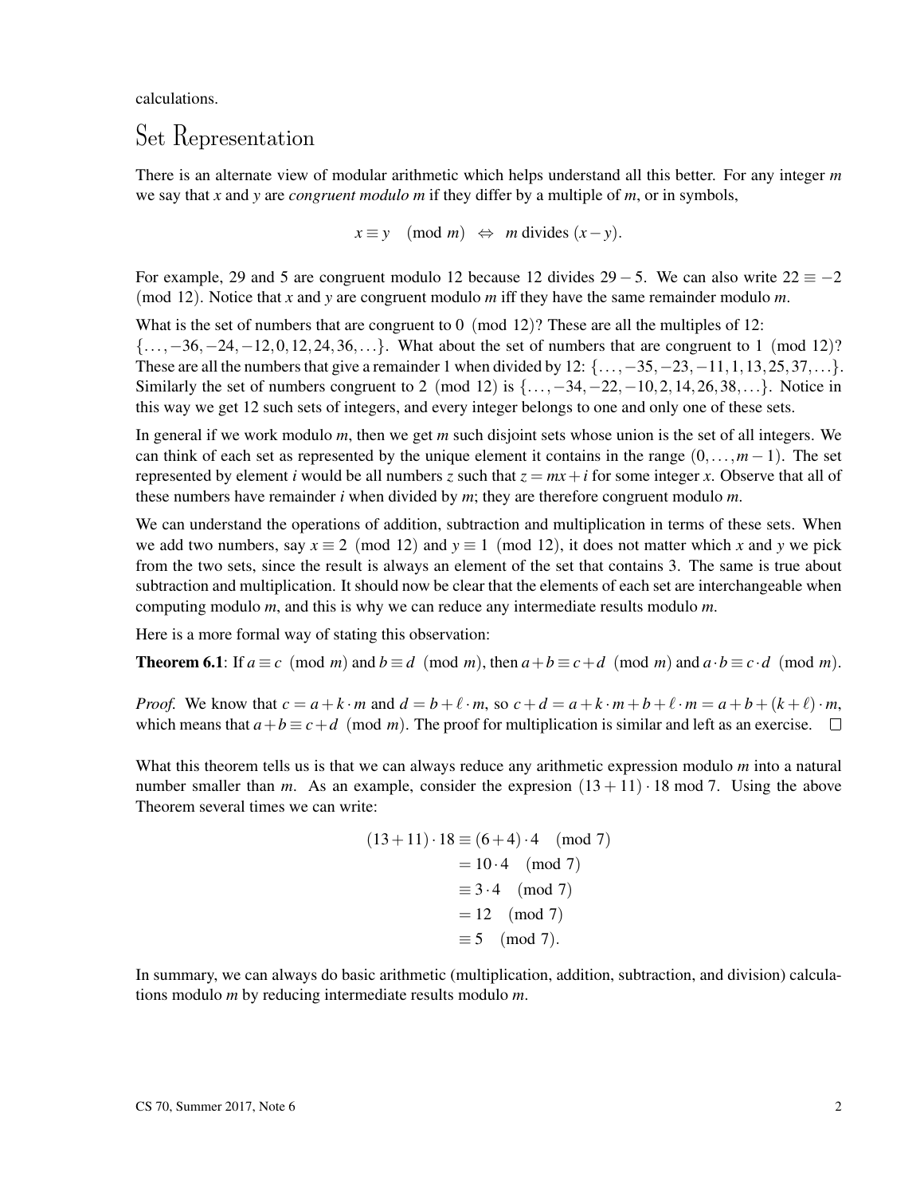calculations.

## Set Representation

There is an alternate view of modular arithmetic which helps understand all this better. For any integer $m$ we say that $x$ and $y$ are *congruent modulo m* if they differ by a multiple of $m$, or in symbols,

$$x \equiv y \pmod{m} \;\Leftrightarrow\; m \text{ divides } (x-y).$$

For example, 29 and 5 are congruent modulo 12 because 12 divides $29-5$. We can also write $22 \equiv -2 \pmod{12}$. Notice that $x$ and $y$ are congruent modulo $m$ iff they have the same remainder modulo $m$.

What is the set of numbers that are congruent to $0 \pmod{12}$? These are all the multiples of 12: $\{\ldots,-36,-24,-12,0,12,24,36,\ldots\}$. What about the set of numbers that are congruent to $1 \pmod{12}$? These are all the numbers that give a remainder 1 when divided by 12: $\{\ldots,-35,-23,-11,1,13,25,37,\ldots\}$. Similarly the set of numbers congruent to $2 \pmod{12}$ is $\{\ldots,-34,-22,-10,2,14,26,38,\ldots\}$. Notice in this way we get 12 such sets of integers, and every integer belongs to one and only one of these sets.

In general if we work modulo $m$, then we get $m$ such disjoint sets whose union is the set of all integers. We can think of each set as represented by the unique element it contains in the range $(0,\ldots,m-1)$. The set represented by element $i$ would be all numbers $z$ such that $z = mx+i$ for some integer $x$. Observe that all of these numbers have remainder $i$ when divided by $m$; they are therefore congruent modulo $m$.

We can understand the operations of addition, subtraction and multiplication in terms of these sets. When we add two numbers, say $x \equiv 2 \pmod{12}$ and $y \equiv 1 \pmod{12}$, it does not matter which $x$ and $y$ we pick from the two sets, since the result is always an element of the set that contains 3. The same is true about subtraction and multiplication. It should now be clear that the elements of each set are interchangeable when computing modulo $m$, and this is why we can reduce any intermediate results modulo $m$.

Here is a more formal way of stating this observation:

**Theorem 6.1**: If $a \equiv c \pmod{m}$ and $b \equiv d \pmod{m}$, then $a+b \equiv c+d \pmod{m}$ and $a \cdot b \equiv c \cdot d \pmod{m}$.

*Proof.* We know that $c = a + k \cdot m$ and $d = b + \ell \cdot m$, so $c+d = a+k\cdot m+b+\ell\cdot m = a+b+(k+\ell)\cdot m$, which means that $a+b \equiv c+d \pmod{m}$. The proof for multiplication is similar and left as an exercise. $\square$

What this theorem tells us is that we can always reduce any arithmetic expression modulo $m$ into a natural number smaller than $m$. As an example, consider the expresion $(13+11)\cdot 18 \bmod 7$. Using the above Theorem several times we can write:

$$\begin{aligned}
(13+11)\cdot 18 &\equiv (6+4)\cdot 4 \pmod{7} \\
&= 10 \cdot 4 \pmod{7} \\
&\equiv 3 \cdot 4 \pmod{7} \\
&= 12 \pmod{7} \\
&\equiv 5 \pmod{7}.
\end{aligned}$$

In summary, we can always do basic arithmetic (multiplication, addition, subtraction, and division) calculations modulo $m$ by reducing intermediate results modulo $m$.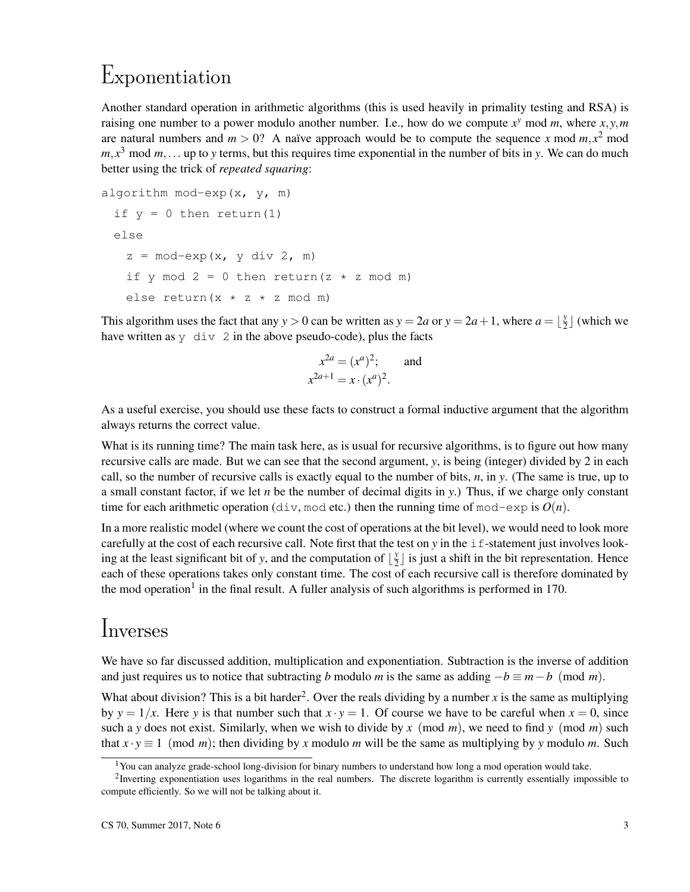# Exponentiation

Another standard operation in arithmetic algorithms (this is used heavily in primality testing and RSA) is raising one number to a power modulo another number. I.e., how do we compute $x^y \bmod m$, where $x, y, m$ are natural numbers and $m > 0$? A naïve approach would be to compute the sequence $x \bmod m, x^2 \bmod m, x^3 \bmod m, \ldots$ up to $y$ terms, but this requires time exponential in the number of bits in $y$. We can do much better using the trick of *repeated squaring*:

```
algorithm mod-exp(x, y, m)
  if y = 0 then return(1)
  else
    z = mod-exp(x, y div 2, m)
    if y mod 2 = 0 then return(z * z mod m)
    else return(x * z * z mod m)
```

This algorithm uses the fact that any $y > 0$ can be written as $y = 2a$ or $y = 2a + 1$, where $a = \lfloor \frac{y}{2} \rfloor$ (which we have written as `y div 2` in the above pseudo-code), plus the facts

$$x^{2a} = (x^a)^2; \qquad \text{and}$$
$$x^{2a+1} = x \cdot (x^a)^2.$$

As a useful exercise, you should use these facts to construct a formal inductive argument that the algorithm always returns the correct value.

What is its running time? The main task here, as is usual for recursive algorithms, is to figure out how many recursive calls are made. But we can see that the second argument, $y$, is being (integer) divided by 2 in each call, so the number of recursive calls is exactly equal to the number of bits, $n$, in $y$. (The same is true, up to a small constant factor, if we let $n$ be the number of decimal digits in $y$.) Thus, if we charge only constant time for each arithmetic operation (`div`, `mod` etc.) then the running time of `mod-exp` is $O(n)$.

In a more realistic model (where we count the cost of operations at the bit level), we would need to look more carefully at the cost of each recursive call. Note first that the test on $y$ in the `if`-statement just involves looking at the least significant bit of $y$, and the computation of $\lfloor \frac{y}{2} \rfloor$ is just a shift in the bit representation. Hence each of these operations takes only constant time. The cost of each recursive call is therefore dominated by the mod operation[1] in the final result. A fuller analysis of such algorithms is performed in 170.

# Inverses

We have so far discussed addition, multiplication and exponentiation. Subtraction is the inverse of addition and just requires us to notice that subtracting $b$ modulo $m$ is the same as adding $-b \equiv m - b \pmod{m}$.

What about division? This is a bit harder[2]. Over the reals dividing by a number $x$ is the same as multiplying by $y = 1/x$. Here $y$ is that number such that $x \cdot y = 1$. Of course we have to be careful when $x = 0$, since such a $y$ does not exist. Similarly, when we wish to divide by $x \pmod{m}$, we need to find $y \pmod{m}$ such that $x \cdot y \equiv 1 \pmod{m}$; then dividing by $x$ modulo $m$ will be the same as multiplying by $y$ modulo $m$. Such

---

[1] You can analyze grade-school long-division for binary numbers to understand how long a mod operation would take.

[2] Inverting exponentiation uses logarithms in the real numbers. The discrete logarithm is currently essentially impossible to compute efficiently. So we will not be talking about it.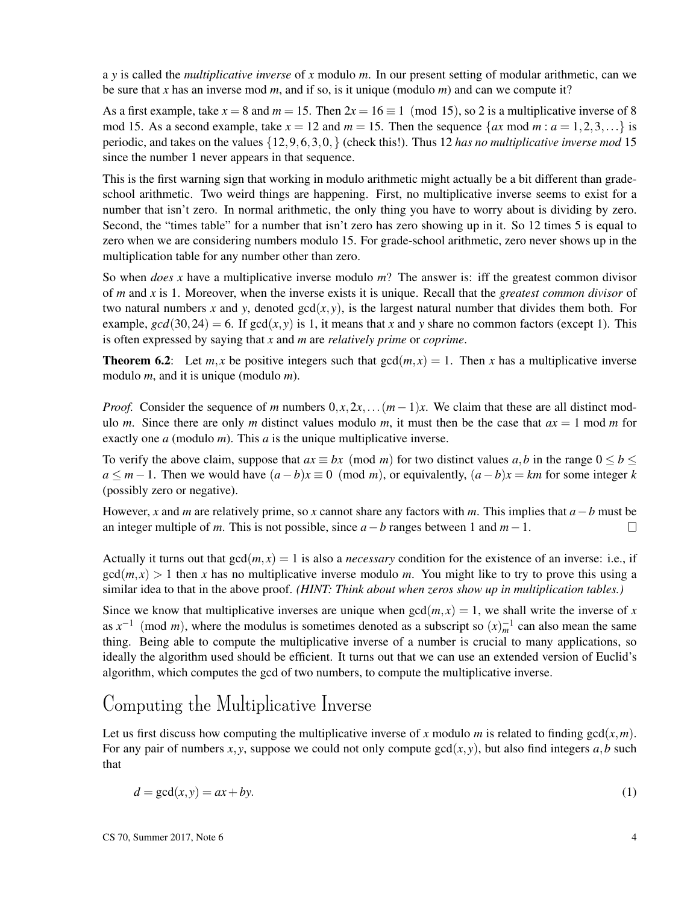a $y$ is called the *multiplicative inverse* of $x$ modulo $m$. In our present setting of modular arithmetic, can we be sure that $x$ has an inverse mod $m$, and if so, is it unique (modulo $m$) and can we compute it?

As a first example, take $x = 8$ and $m = 15$. Then $2x = 16 \equiv 1 \pmod{15}$, so 2 is a multiplicative inverse of 8 mod 15. As a second example, take $x = 12$ and $m = 15$. Then the sequence $\{ax \bmod m : a = 1, 2, 3, \ldots\}$ is periodic, and takes on the values $\{12, 9, 6, 3, 0,\}$ (check this!). Thus 12 *has no multiplicative inverse mod* 15 since the number 1 never appears in that sequence.

This is the first warning sign that working in modulo arithmetic might actually be a bit different than grade-school arithmetic. Two weird things are happening. First, no multiplicative inverse seems to exist for a number that isn't zero. In normal arithmetic, the only thing you have to worry about is dividing by zero. Second, the "times table" for a number that isn't zero has zero showing up in it. So 12 times 5 is equal to zero when we are considering numbers modulo 15. For grade-school arithmetic, zero never shows up in the multiplication table for any number other than zero.

So when *does* $x$ have a multiplicative inverse modulo $m$? The answer is: iff the greatest common divisor of $m$ and $x$ is 1. Moreover, when the inverse exists it is unique. Recall that the *greatest common divisor* of two natural numbers $x$ and $y$, denoted $\gcd(x, y)$, is the largest natural number that divides them both. For example, $gcd(30, 24) = 6$. If $\gcd(x, y)$ is 1, it means that $x$ and $y$ share no common factors (except 1). This is often expressed by saying that $x$ and $m$ are *relatively prime* or *coprime*.

**Theorem 6.2**: Let $m, x$ be positive integers such that $\gcd(m, x) = 1$. Then $x$ has a multiplicative inverse modulo $m$, and it is unique (modulo $m$).

*Proof.* Consider the sequence of $m$ numbers $0, x, 2x, \ldots (m-1)x$. We claim that these are all distinct modulo $m$. Since there are only $m$ distinct values modulo $m$, it must then be the case that $ax = 1 \bmod m$ for exactly one $a$ (modulo $m$). This $a$ is the unique multiplicative inverse.

To verify the above claim, suppose that $ax \equiv bx \pmod{m}$ for two distinct values $a, b$ in the range $0 \le b \le a \le m-1$. Then we would have $(a-b)x \equiv 0 \pmod{m}$, or equivalently, $(a-b)x = km$ for some integer $k$ (possibly zero or negative).

However, $x$ and $m$ are relatively prime, so $x$ cannot share any factors with $m$. This implies that $a-b$ must be an integer multiple of $m$. This is not possible, since $a-b$ ranges between 1 and $m-1$. $\square$

Actually it turns out that $\gcd(m, x) = 1$ is also a *necessary* condition for the existence of an inverse: i.e., if $\gcd(m, x) > 1$ then $x$ has no multiplicative inverse modulo $m$. You might like to try to prove this using a similar idea to that in the above proof. *(HINT: Think about when zeros show up in multiplication tables.)*

Since we know that multiplicative inverses are unique when $\gcd(m, x) = 1$, we shall write the inverse of $x$ as $x^{-1} \pmod{m}$, where the modulus is sometimes denoted as a subscript so $(x)_m^{-1}$ can also mean the same thing. Being able to compute the multiplicative inverse of a number is crucial to many applications, so ideally the algorithm used should be efficient. It turns out that we can use an extended version of Euclid's algorithm, which computes the gcd of two numbers, to compute the multiplicative inverse.

## Computing the Multiplicative Inverse

Let us first discuss how computing the multiplicative inverse of $x$ modulo $m$ is related to finding $\gcd(x, m)$. For any pair of numbers $x, y$, suppose we could not only compute $\gcd(x, y)$, but also find integers $a, b$ such that

$$d = \gcd(x, y) = ax + by. \tag{1}$$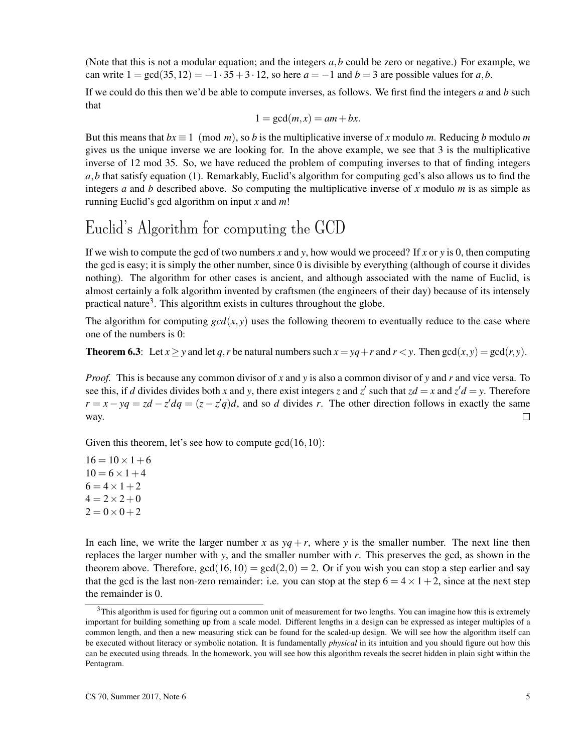(Note that this is not a modular equation; and the integers $a, b$ could be zero or negative.) For example, we can write $1 = \gcd(35, 12) = -1 \cdot 35 + 3 \cdot 12$, so here $a = -1$ and $b = 3$ are possible values for $a, b$.

If we could do this then we'd be able to compute inverses, as follows. We first find the integers $a$ and $b$ such that

$$1 = \gcd(m, x) = am + bx.$$

But this means that $bx \equiv 1 \pmod{m}$, so $b$ is the multiplicative inverse of $x$ modulo $m$. Reducing $b$ modulo $m$ gives us the unique inverse we are looking for. In the above example, we see that 3 is the multiplicative inverse of 12 mod 35. So, we have reduced the problem of computing inverses to that of finding integers $a, b$ that satisfy equation (1). Remarkably, Euclid's algorithm for computing gcd's also allows us to find the integers $a$ and $b$ described above. So computing the multiplicative inverse of $x$ modulo $m$ is as simple as running Euclid's gcd algorithm on input $x$ and $m$!

# Euclid's Algorithm for computing the GCD

If we wish to compute the gcd of two numbers $x$ and $y$, how would we proceed? If $x$ or $y$ is 0, then computing the gcd is easy; it is simply the other number, since 0 is divisible by everything (although of course it divides nothing). The algorithm for other cases is ancient, and although associated with the name of Euclid, is almost certainly a folk algorithm invented by craftsmen (the engineers of their day) because of its intensely practical nature[3]. This algorithm exists in cultures throughout the globe.

The algorithm for computing $gcd(x, y)$ uses the following theorem to eventually reduce to the case where one of the numbers is 0:

**Theorem 6.3**: Let $x \geq y$ and let $q, r$ be natural numbers such $x = yq + r$ and $r < y$. Then $\gcd(x, y) = \gcd(r, y)$.

*Proof.* This is because any common divisor of $x$ and $y$ is also a common divisor of $y$ and $r$ and vice versa. To see this, if $d$ divides divides both $x$ and $y$, there exist integers $z$ and $z'$ such that $zd = x$ and $z'd = y$. Therefore $r = x - yq = zd - z'dq = (z - z'q)d$, and so $d$ divides $r$. The other direction follows in exactly the same way. □

Given this theorem, let's see how to compute $\gcd(16, 10)$:

$16 = 10 \times 1 + 6$
$10 = 6 \times 1 + 4$
$6 = 4 \times 1 + 2$
$4 = 2 \times 2 + 0$
$2 = 0 \times 0 + 2$

In each line, we write the larger number $x$ as $yq + r$, where $y$ is the smaller number. The next line then replaces the larger number with $y$, and the smaller number with $r$. This preserves the gcd, as shown in the theorem above. Therefore, $\gcd(16, 10) = \gcd(2, 0) = 2$. Or if you wish you can stop a step earlier and say that the gcd is the last non-zero remainder: i.e. you can stop at the step $6 = 4 \times 1 + 2$, since at the next step the remainder is 0.

[3] This algorithm is used for figuring out a common unit of measurement for two lengths. You can imagine how this is extremely important for building something up from a scale model. Different lengths in a design can be expressed as integer multiples of a common length, and then a new measuring stick can be found for the scaled-up design. We will see how the algorithm itself can be executed without literacy or symbolic notation. It is fundamentally *physical* in its intuition and you should figure out how this can be executed using threads. In the homework, you will see how this algorithm reveals the secret hidden in plain sight within the Pentagram.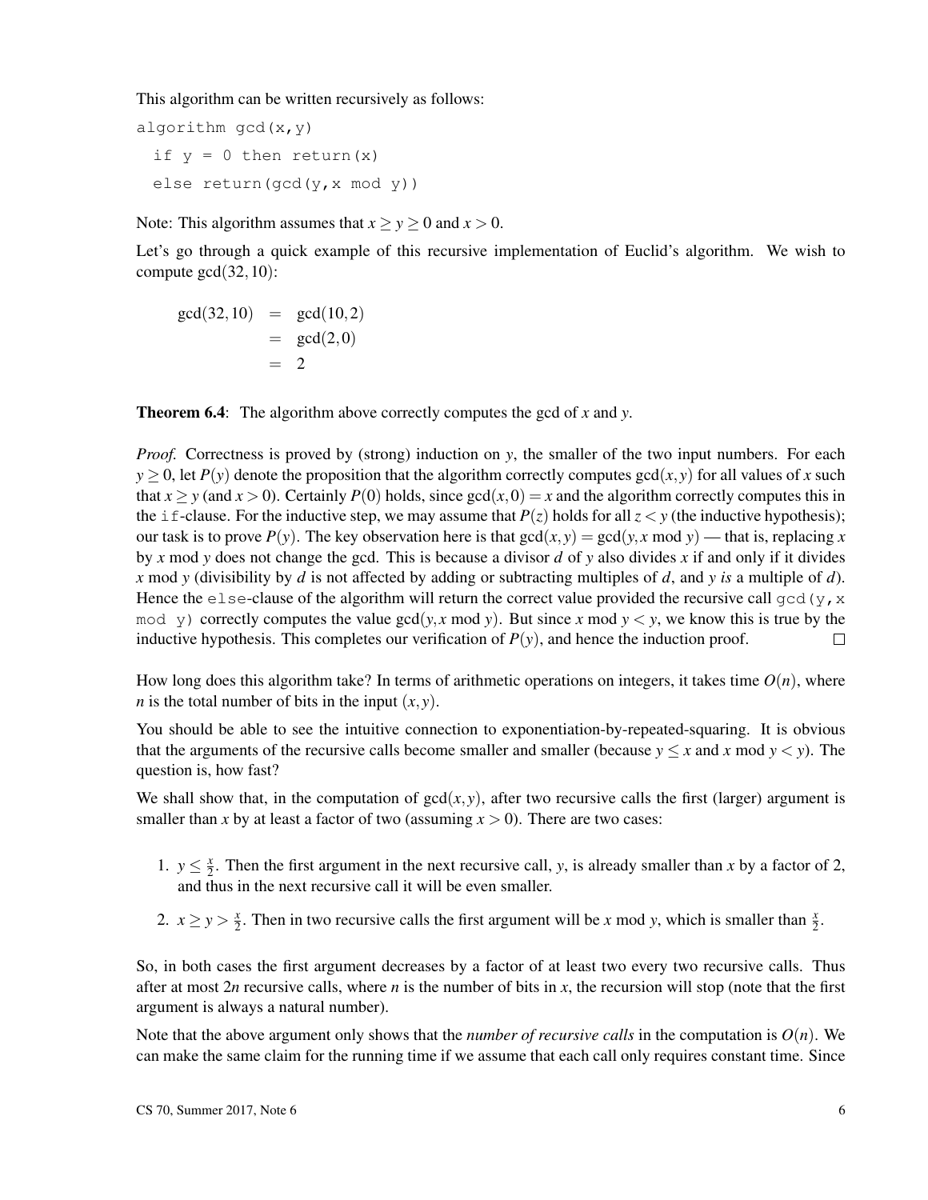This algorithm can be written recursively as follows:

```
algorithm gcd(x,y)
  if y = 0 then return(x)
  else return(gcd(y,x mod y))
```

Note: This algorithm assumes that $x \geq y \geq 0$ and $x > 0$.

Let's go through a quick example of this recursive implementation of Euclid's algorithm. We wish to compute $\gcd(32,10)$:

$$\begin{aligned}
\gcd(32,10) &= \gcd(10,2) \\
&= \gcd(2,0) \\
&= 2
\end{aligned}$$

**Theorem 6.4**: The algorithm above correctly computes the gcd of $x$ and $y$.

*Proof.* Correctness is proved by (strong) induction on $y$, the smaller of the two input numbers. For each $y \geq 0$, let $P(y)$ denote the proposition that the algorithm correctly computes $\gcd(x,y)$ for all values of $x$ such that $x \geq y$ (and $x > 0$). Certainly $P(0)$ holds, since $\gcd(x,0) = x$ and the algorithm correctly computes this in the `if`-clause. For the inductive step, we may assume that $P(z)$ holds for all $z < y$ (the inductive hypothesis); our task is to prove $P(y)$. The key observation here is that $\gcd(x,y) = \gcd(y, x \bmod y)$ — that is, replacing $x$ by $x \bmod y$ does not change the gcd. This is because a divisor $d$ of $y$ also divides $x$ if and only if it divides $x \bmod y$ (divisibility by $d$ is not affected by adding or subtracting multiples of $d$, and $y$ *is* a multiple of $d$). Hence the `else`-clause of the algorithm will return the correct value provided the recursive call `gcd(y,x mod y)` correctly computes the value $\gcd(y, x \bmod y)$. But since $x \bmod y < y$, we know this is true by the inductive hypothesis. This completes our verification of $P(y)$, and hence the induction proof. $\square$

How long does this algorithm take? In terms of arithmetic operations on integers, it takes time $O(n)$, where $n$ is the total number of bits in the input $(x,y)$.

You should be able to see the intuitive connection to exponentiation-by-repeated-squaring. It is obvious that the arguments of the recursive calls become smaller and smaller (because $y \leq x$ and $x \bmod y < y$). The question is, how fast?

We shall show that, in the computation of $\gcd(x,y)$, after two recursive calls the first (larger) argument is smaller than $x$ by at least a factor of two (assuming $x > 0$). There are two cases:

1. $y \leq \frac{x}{2}$. Then the first argument in the next recursive call, $y$, is already smaller than $x$ by a factor of 2, and thus in the next recursive call it will be even smaller.
2. $x \geq y > \frac{x}{2}$. Then in two recursive calls the first argument will be $x \bmod y$, which is smaller than $\frac{x}{2}$.

So, in both cases the first argument decreases by a factor of at least two every two recursive calls. Thus after at most $2n$ recursive calls, where $n$ is the number of bits in $x$, the recursion will stop (note that the first argument is always a natural number).

Note that the above argument only shows that the *number of recursive calls* in the computation is $O(n)$. We can make the same claim for the running time if we assume that each call only requires constant time. Since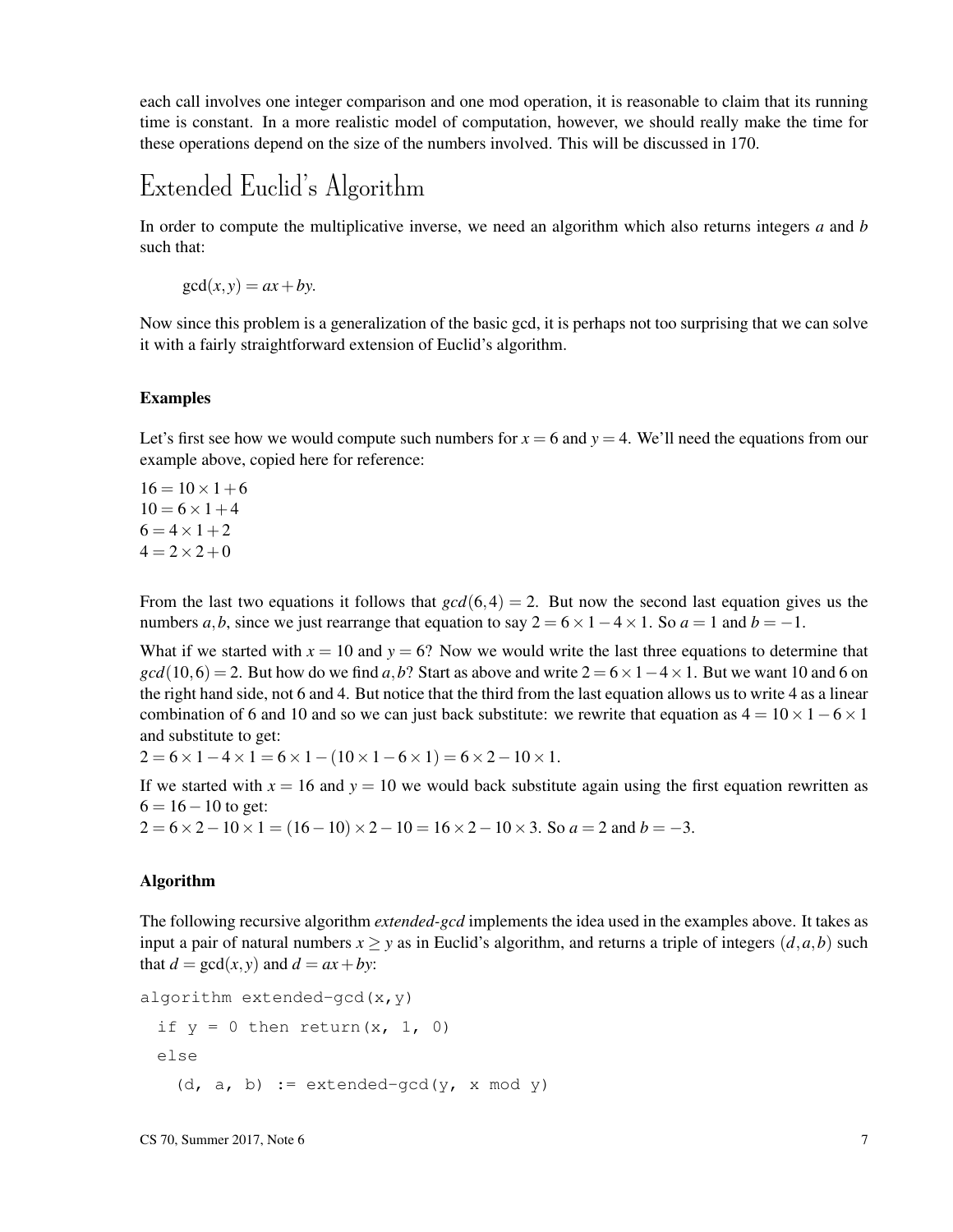each call involves one integer comparison and one mod operation, it is reasonable to claim that its running time is constant. In a more realistic model of computation, however, we should really make the time for these operations depend on the size of the numbers involved. This will be discussed in 170.

# Extended Euclid's Algorithm

In order to compute the multiplicative inverse, we need an algorithm which also returns integers $a$ and $b$ such that:

$$\gcd(x,y) = ax + by.$$

Now since this problem is a generalization of the basic gcd, it is perhaps not too surprising that we can solve it with a fairly straightforward extension of Euclid's algorithm.

### Examples

Let's first see how we would compute such numbers for $x = 6$ and $y = 4$. We'll need the equations from our example above, copied here for reference:

$16 = 10 \times 1 + 6$
$10 = 6 \times 1 + 4$
$6 = 4 \times 1 + 2$
$4 = 2 \times 2 + 0$

From the last two equations it follows that $gcd(6,4) = 2$. But now the second last equation gives us the numbers $a,b$, since we just rearrange that equation to say $2 = 6 \times 1 - 4 \times 1$. So $a = 1$ and $b = -1$.

What if we started with $x = 10$ and $y = 6$? Now we would write the last three equations to determine that $gcd(10,6) = 2$. But how do we find $a,b$? Start as above and write $2 = 6 \times 1 - 4 \times 1$. But we want 10 and 6 on the right hand side, not 6 and 4. But notice that the third from the last equation allows us to write 4 as a linear combination of 6 and 10 and so we can just back substitute: we rewrite that equation as $4 = 10 \times 1 - 6 \times 1$ and substitute to get:
$2 = 6 \times 1 - 4 \times 1 = 6 \times 1 - (10 \times 1 - 6 \times 1) = 6 \times 2 - 10 \times 1$.

If we started with $x = 16$ and $y = 10$ we would back substitute again using the first equation rewritten as $6 = 16 - 10$ to get:
$2 = 6 \times 2 - 10 \times 1 = (16 - 10) \times 2 - 10 = 16 \times 2 - 10 \times 3$. So $a = 2$ and $b = -3$.

### Algorithm

The following recursive algorithm *extended-gcd* implements the idea used in the examples above. It takes as input a pair of natural numbers $x \geq y$ as in Euclid's algorithm, and returns a triple of integers $(d,a,b)$ such that $d = \gcd(x,y)$ and $d = ax + by$:

```
algorithm extended-gcd(x,y)
  if y = 0 then return(x, 1, 0)
  else
    (d, a, b) := extended-gcd(y, x mod y)
```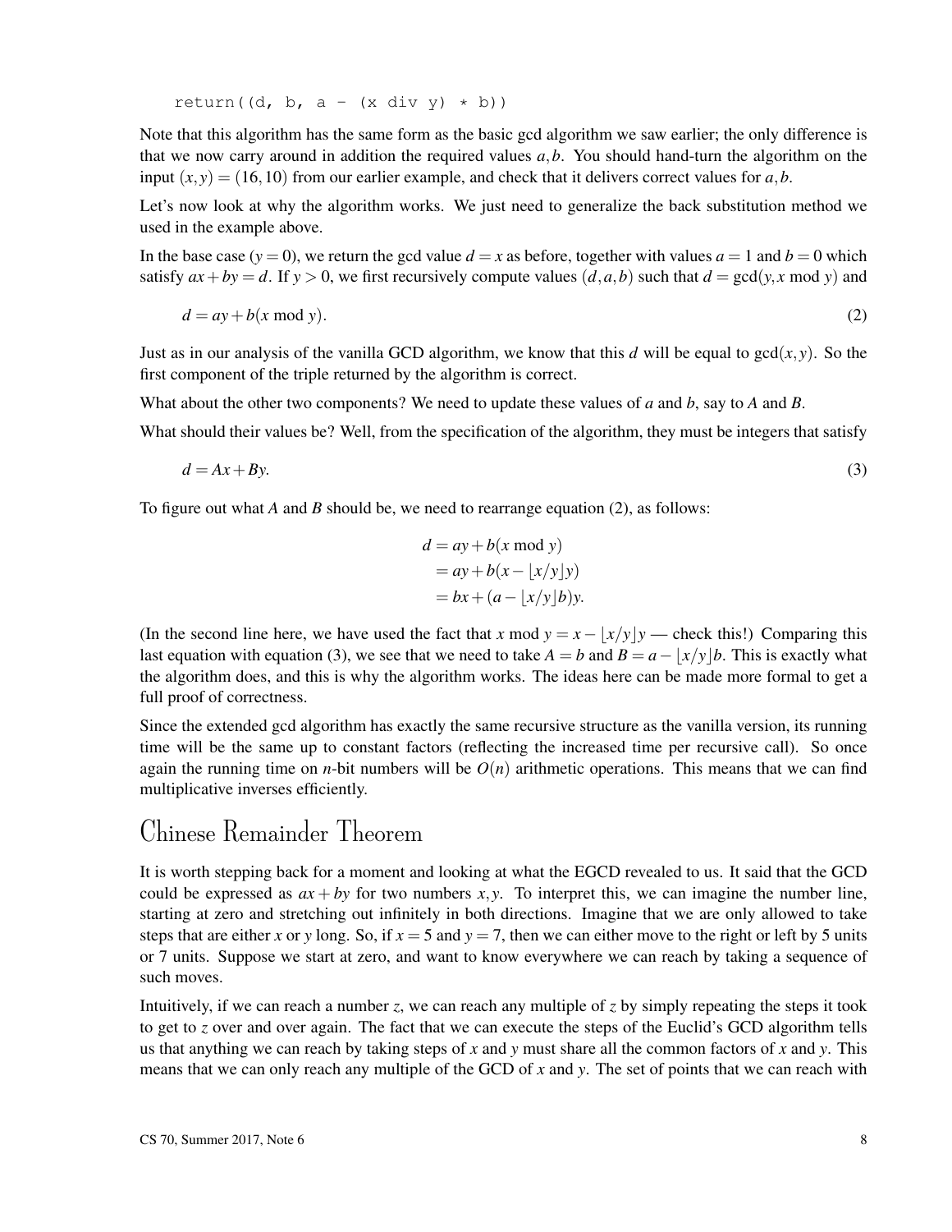```
    return((d, b, a - (x div y) * b))
```

Note that this algorithm has the same form as the basic gcd algorithm we saw earlier; the only difference is that we now carry around in addition the required values $a, b$. You should hand-turn the algorithm on the input $(x, y) = (16, 10)$ from our earlier example, and check that it delivers correct values for $a, b$.

Let's now look at why the algorithm works. We just need to generalize the back substitution method we used in the example above.

In the base case ($y = 0$), we return the gcd value $d = x$ as before, together with values $a = 1$ and $b = 0$ which satisfy $ax + by = d$. If $y > 0$, we first recursively compute values $(d, a, b)$ such that $d = \gcd(y, x \bmod y)$ and

$$d = ay + b(x \bmod y). \tag{2}$$

Just as in our analysis of the vanilla GCD algorithm, we know that this $d$ will be equal to $\gcd(x, y)$. So the first component of the triple returned by the algorithm is correct.

What about the other two components? We need to update these values of $a$ and $b$, say to $A$ and $B$.

What should their values be? Well, from the specification of the algorithm, they must be integers that satisfy

$$d = Ax + By. \tag{3}$$

To figure out what $A$ and $B$ should be, we need to rearrange equation (2), as follows:

$$\begin{aligned} d &= ay + b(x \bmod y) \\ &= ay + b(x - \lfloor x/y \rfloor y) \\ &= bx + (a - \lfloor x/y \rfloor b)y. \end{aligned}$$

(In the second line here, we have used the fact that $x \bmod y = x - \lfloor x/y \rfloor y$ — check this!) Comparing this last equation with equation (3), we see that we need to take $A = b$ and $B = a - \lfloor x/y \rfloor b$. This is exactly what the algorithm does, and this is why the algorithm works. The ideas here can be made more formal to get a full proof of correctness.

Since the extended gcd algorithm has exactly the same recursive structure as the vanilla version, its running time will be the same up to constant factors (reflecting the increased time per recursive call). So once again the running time on $n$-bit numbers will be $O(n)$ arithmetic operations. This means that we can find multiplicative inverses efficiently.

# Chinese Remainder Theorem

It is worth stepping back for a moment and looking at what the EGCD revealed to us. It said that the GCD could be expressed as $ax + by$ for two numbers $x, y$. To interpret this, we can imagine the number line, starting at zero and stretching out infinitely in both directions. Imagine that we are only allowed to take steps that are either $x$ or $y$ long. So, if $x = 5$ and $y = 7$, then we can either move to the right or left by 5 units or 7 units. Suppose we start at zero, and want to know everywhere we can reach by taking a sequence of such moves.

Intuitively, if we can reach a number $z$, we can reach any multiple of $z$ by simply repeating the steps it took to get to $z$ over and over again. The fact that we can execute the steps of the Euclid's GCD algorithm tells us that anything we can reach by taking steps of $x$ and $y$ must share all the common factors of $x$ and $y$. This means that we can only reach any multiple of the GCD of $x$ and $y$. The set of points that we can reach with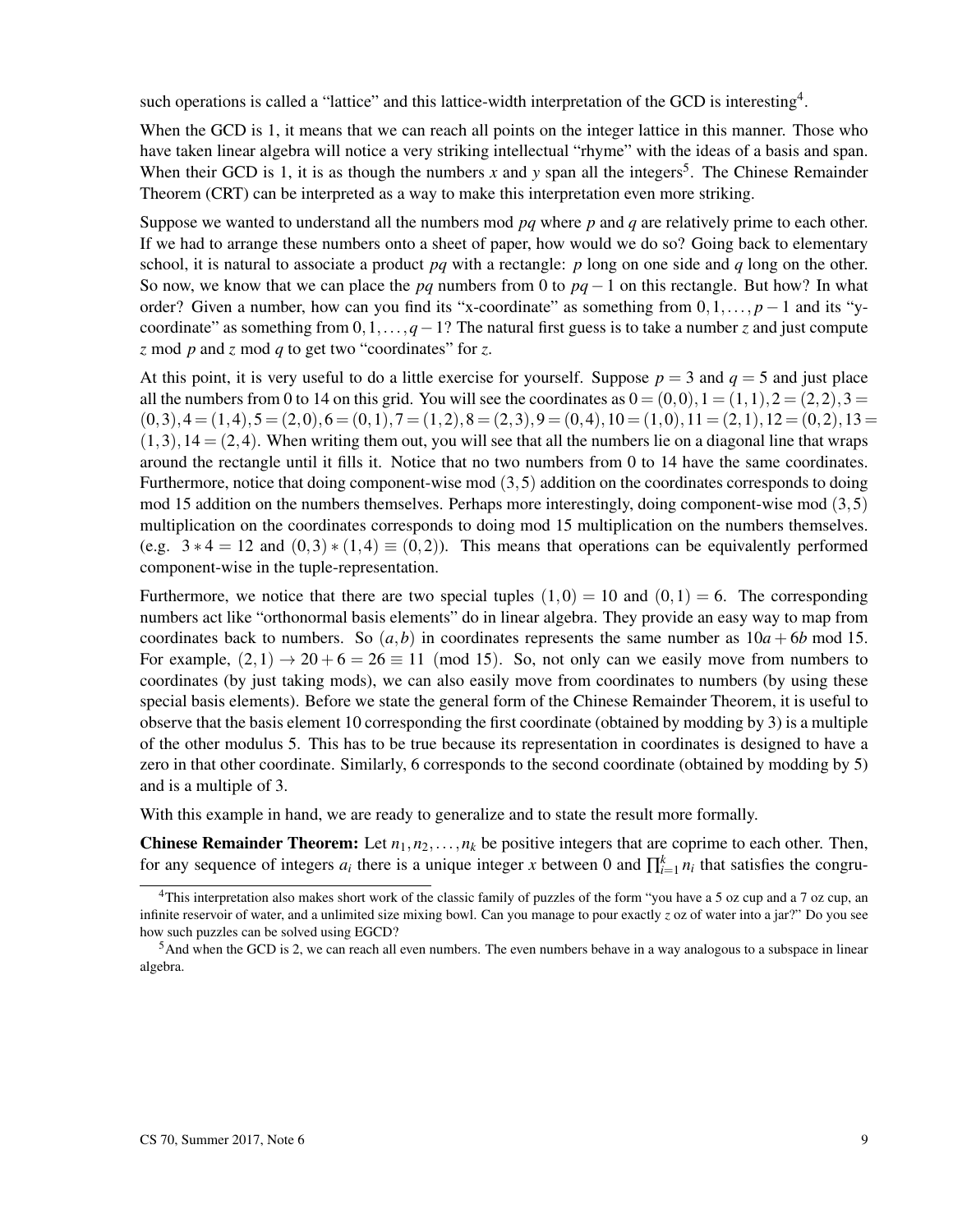such operations is called a "lattice" and this lattice-width interpretation of the GCD is interesting[4].

When the GCD is 1, it means that we can reach all points on the integer lattice in this manner. Those who have taken linear algebra will notice a very striking intellectual "rhyme" with the ideas of a basis and span. When their GCD is 1, it is as though the numbers $x$ and $y$ span all the integers[5]. The Chinese Remainder Theorem (CRT) can be interpreted as a way to make this interpretation even more striking.

Suppose we wanted to understand all the numbers mod $pq$ where $p$ and $q$ are relatively prime to each other. If we had to arrange these numbers onto a sheet of paper, how would we do so? Going back to elementary school, it is natural to associate a product $pq$ with a rectangle: $p$ long on one side and $q$ long on the other. So now, we know that we can place the $pq$ numbers from 0 to $pq-1$ on this rectangle. But how? In what order? Given a number, how can you find its "x-coordinate" as something from $0,1,\ldots,p-1$ and its "y-coordinate" as something from $0,1,\ldots,q-1$? The natural first guess is to take a number $z$ and just compute $z \bmod p$ and $z \bmod q$ to get two "coordinates" for $z$.

At this point, it is very useful to do a little exercise for yourself. Suppose $p=3$ and $q=5$ and just place all the numbers from 0 to 14 on this grid. You will see the coordinates as $0=(0,0), 1=(1,1), 2=(2,2), 3=(0,3), 4=(1,4), 5=(2,0), 6=(0,1), 7=(1,2), 8=(2,3), 9=(0,4), 10=(1,0), 11=(2,1), 12=(0,2), 13=(1,3), 14=(2,4)$. When writing them out, you will see that all the numbers lie on a diagonal line that wraps around the rectangle until it fills it. Notice that no two numbers from 0 to 14 have the same coordinates. Furthermore, notice that doing component-wise mod $(3,5)$ addition on the coordinates corresponds to doing mod 15 addition on the numbers themselves. Perhaps more interestingly, doing component-wise mod $(3,5)$ multiplication on the coordinates corresponds to doing mod 15 multiplication on the numbers themselves. (e.g. $3*4=12$ and $(0,3)*(1,4) \equiv (0,2)$). This means that operations can be equivalently performed component-wise in the tuple-representation.

Furthermore, we notice that there are two special tuples $(1,0)=10$ and $(0,1)=6$. The corresponding numbers act like "orthonormal basis elements" do in linear algebra. They provide an easy way to map from coordinates back to numbers. So $(a,b)$ in coordinates represents the same number as $10a+6b \bmod 15$. For example, $(2,1) \rightarrow 20+6=26 \equiv 11 \pmod{15}$. So, not only can we easily move from numbers to coordinates (by just taking mods), we can also easily move from coordinates to numbers (by using these special basis elements). Before we state the general form of the Chinese Remainder Theorem, it is useful to observe that the basis element 10 corresponding the first coordinate (obtained by modding by 3) is a multiple of the other modulus 5. This has to be true because its representation in coordinates is designed to have a zero in that other coordinate. Similarly, 6 corresponds to the second coordinate (obtained by modding by 5) and is a multiple of 3.

With this example in hand, we are ready to generalize and to state the result more formally.

**Chinese Remainder Theorem:** Let $n_1, n_2, \ldots, n_k$ be positive integers that are coprime to each other. Then, for any sequence of integers $a_i$ there is a unique integer $x$ between 0 and $\prod_{i=1}^{k} n_i$ that satisfies the congru-

---

[4] This interpretation also makes short work of the classic family of puzzles of the form "you have a 5 oz cup and a 7 oz cup, an infinite reservoir of water, and a unlimited size mixing bowl. Can you manage to pour exactly $z$ oz of water into a jar?" Do you see how such puzzles can be solved using EGCD?

[5] And when the GCD is 2, we can reach all even numbers. The even numbers behave in a way analogous to a subspace in linear algebra.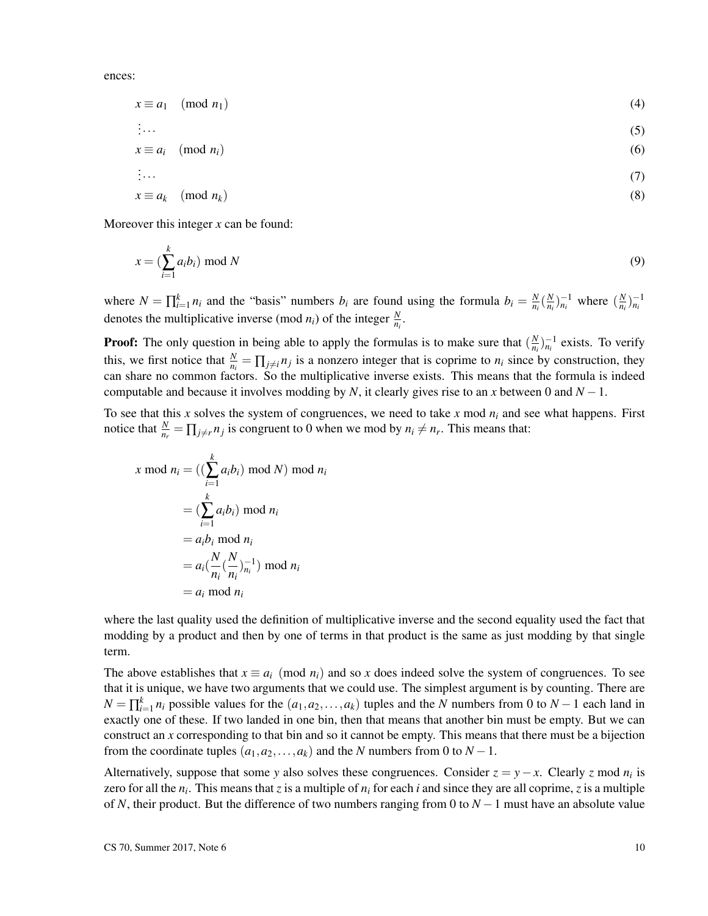ences:

$$x \equiv a_1 \pmod{n_1} \tag{4}$$

$$\vdots \ldots \tag{5}$$

$$x \equiv a_i \pmod{n_i} \tag{6}$$

$$\vdots \ldots \tag{7}$$

$$x \equiv a_k \pmod{n_k} \tag{8}$$

Moreover this integer $x$ can be found:

$$x = (\sum_{i=1}^{k} a_i b_i) \bmod N \tag{9}$$

where $N = \prod_{i=1}^{k} n_i$ and the "basis" numbers $b_i$ are found using the formula $b_i = \frac{N}{n_i}(\frac{N}{n_i})_{n_i}^{-1}$ where $(\frac{N}{n_i})_{n_i}^{-1}$ denotes the multiplicative inverse (mod $n_i$) of the integer $\frac{N}{n_i}$.

**Proof:** The only question in being able to apply the formulas is to make sure that $(\frac{N}{n_i})_{n_i}^{-1}$ exists. To verify this, we first notice that $\frac{N}{n_i} = \prod_{j \neq i} n_j$ is a nonzero integer that is coprime to $n_i$ since by construction, they can share no common factors. So the multiplicative inverse exists. This means that the formula is indeed computable and because it involves modding by $N$, it clearly gives rise to an $x$ between 0 and $N-1$.

To see that this $x$ solves the system of congruences, we need to take $x \bmod n_i$ and see what happens. First notice that $\frac{N}{n_r} = \prod_{j \neq r} n_j$ is congruent to 0 when we mod by $n_i \neq n_r$. This means that:

$$\begin{aligned}
x \bmod n_i &= ((\sum_{i=1}^{k} a_i b_i) \bmod N) \bmod n_i \\
&= (\sum_{i=1}^{k} a_i b_i) \bmod n_i \\
&= a_i b_i \bmod n_i \\
&= a_i(\frac{N}{n_i}(\frac{N}{n_i})_{n_i}^{-1}) \bmod n_i \\
&= a_i \bmod n_i
\end{aligned}$$

where the last quality used the definition of multiplicative inverse and the second equality used the fact that modding by a product and then by one of terms in that product is the same as just modding by that single term.

The above establishes that $x \equiv a_i \pmod{n_i}$ and so $x$ does indeed solve the system of congruences. To see that it is unique, we have two arguments that we could use. The simplest argument is by counting. There are $N = \prod_{i=1}^{k} n_i$ possible values for the $(a_1, a_2, \ldots, a_k)$ tuples and the $N$ numbers from 0 to $N-1$ each land in exactly one of these. If two landed in one bin, then that means that another bin must be empty. But we can construct an $x$ corresponding to that bin and so it cannot be empty. This means that there must be a bijection from the coordinate tuples $(a_1, a_2, \ldots, a_k)$ and the $N$ numbers from 0 to $N-1$.

Alternatively, suppose that some $y$ also solves these congruences. Consider $z = y - x$. Clearly $z \bmod n_i$ is zero for all the $n_i$. This means that $z$ is a multiple of $n_i$ for each $i$ and since they are all coprime, $z$ is a multiple of $N$, their product. But the difference of two numbers ranging from 0 to $N-1$ must have an absolute value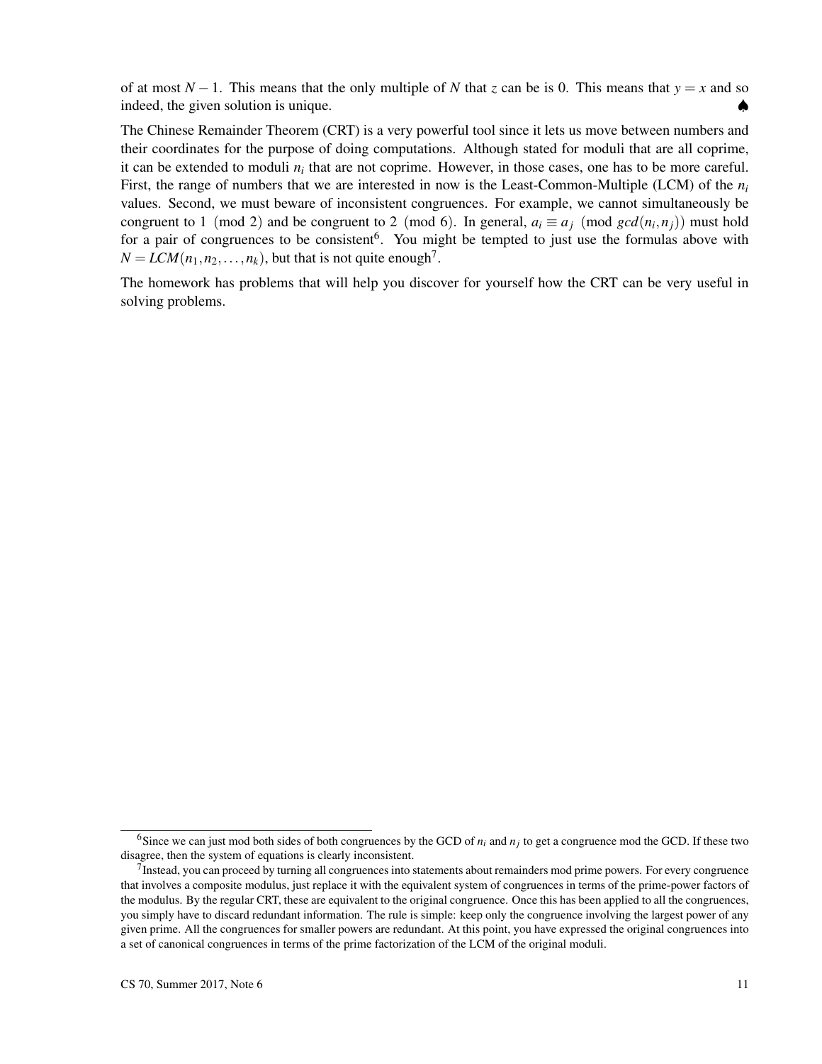of at most $N-1$. This means that the only multiple of $N$ that $z$ can be is 0. This means that $y = x$ and so indeed, the given solution is unique. ♠

The Chinese Remainder Theorem (CRT) is a very powerful tool since it lets us move between numbers and their coordinates for the purpose of doing computations. Although stated for moduli that are all coprime, it can be extended to moduli $n_i$ that are not coprime. However, in those cases, one has to be more careful. First, the range of numbers that we are interested in now is the Least-Common-Multiple (LCM) of the $n_i$ values. Second, we must beware of inconsistent congruences. For example, we cannot simultaneously be congruent to $1 \pmod 2$ and be congruent to $2 \pmod 6$. In general, $a_i \equiv a_j \pmod{gcd(n_i, n_j)}$ must hold for a pair of congruences to be consistent[6]. You might be tempted to just use the formulas above with $N = LCM(n_1, n_2, \ldots, n_k)$, but that is not quite enough[7].

The homework has problems that will help you discover for yourself how the CRT can be very useful in solving problems.

---

[6]Since we can just mod both sides of both congruences by the GCD of $n_i$ and $n_j$ to get a congruence mod the GCD. If these two disagree, then the system of equations is clearly inconsistent.

[7]Instead, you can proceed by turning all congruences into statements about remainders mod prime powers. For every congruence that involves a composite modulus, just replace it with the equivalent system of congruences in terms of the prime-power factors of the modulus. By the regular CRT, these are equivalent to the original congruence. Once this has been applied to all the congruences, you simply have to discard redundant information. The rule is simple: keep only the congruence involving the largest power of any given prime. All the congruences for smaller powers are redundant. At this point, you have expressed the original congruences into a set of canonical congruences in terms of the prime factorization of the LCM of the original moduli.